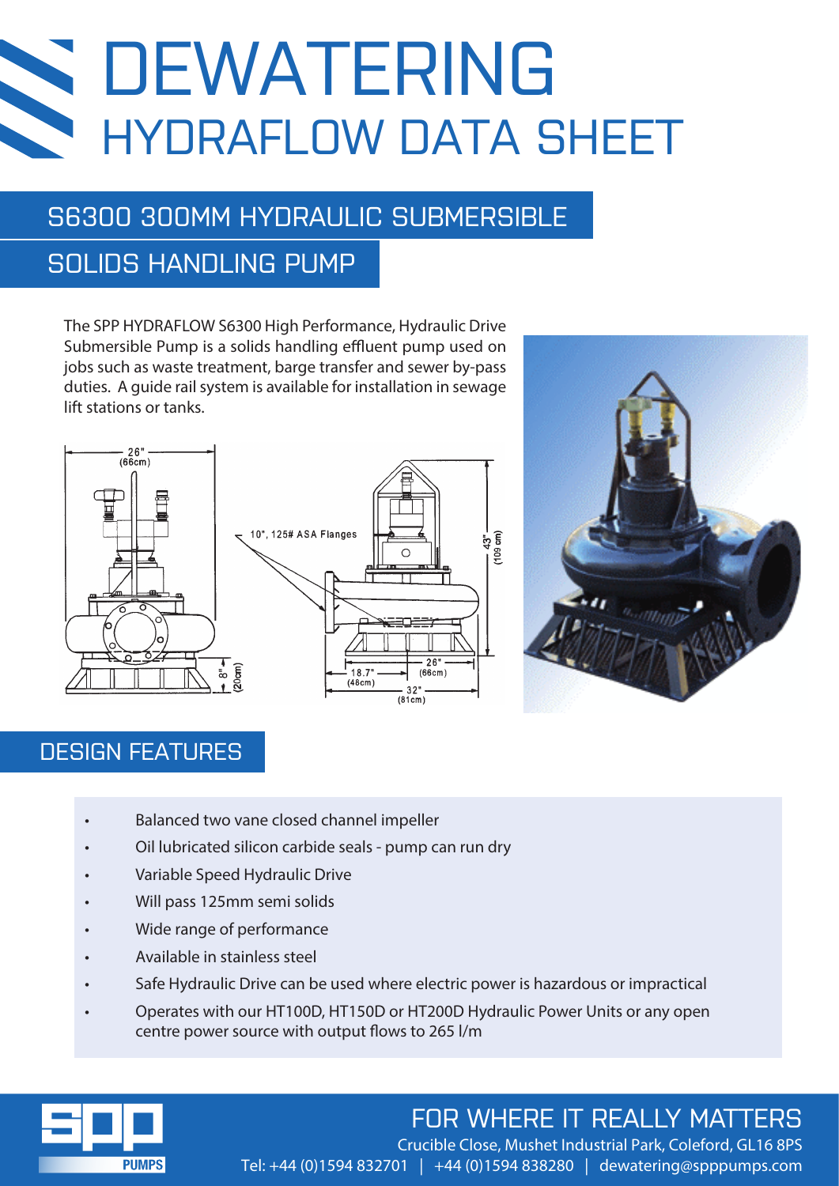# DEWATERING

# HYDRAFLOW DATA SHEET

## S6300 300MM HYDRAULIC SUBMERSIBLE SOLIDS HANDLING PUMP

The SPP HYDRAFLOW S6300 High Performance, Hydraulic Drive Submersible Pump is a solids handling effluent pump used on jobs such as waste treatment, barge transfer and sewer by-pass duties. A guide rail system is available for installation in sewage lift stations or tanks.

26" (66cm)

10", 125# ASA Flanges

43" (109 cm)

8" (20cm)

18.7" (48cm)

26" (66cm)

32" (81cm)

## DESIGN FEATURES

- Balanced two vane closed channel impeller
- Oil lubricated silicon carbide seals - pump can run dry
- Variable Speed Hydraulic Drive
- Will pass 125mm semi solids
- Wide range of performance
- Available in stainless steel
- Safe Hydraulic Drive can be used where electric power is hazardous or impractical
- Operates with our HT100D, HT150D or HT200D Hydraulic Power Units or any open centre power source with output flows to 265 l/m

FOR WHERE IT REALLY MATTERS

Crucible Close, Mushet Industrial Park, Coleford, GL16 8PS

Tel: +44 (0)1594 832701 | +44 (0)1594 838280 | dewatering@spppumps.com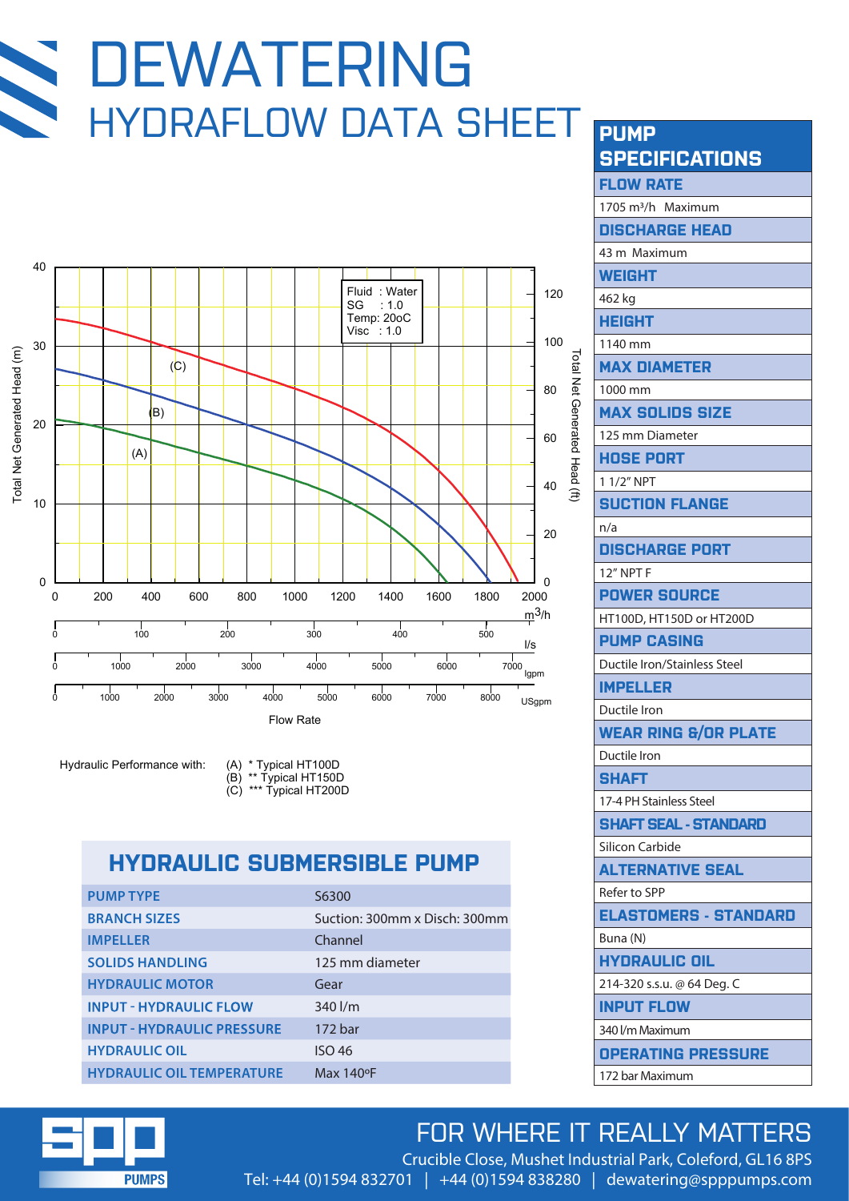# DEWATERING

## HYDRAFLOW DATA SHEET

Fluid : Water
SG : 1.0
Temp: 20oC
Visc : 1.0

Total Net Generated Head (m)
40
30
20
10
0

Total Net Generated Head (ft)
120
100
80
60
40
20
0

(A)
(B)
(C)

0 200 400 600 800 1000 1200 1400 1600 1800 2000 $m^3$/h
0 100 200 300 400 500 l/s
0 1000 2000 3000 4000 5000 6000 7000 Igpm
0 1000 2000 3000 4000 5000 6000 7000 8000 USgpm

Flow Rate

Hydraulic Performance with: (A) * Typical HT100D
(B) ** Typical HT150D
(C) *** Typical HT200D

## HYDRAULIC SUBMERSIBLE PUMP

| | |
|---|---|
| PUMP TYPE | S6300 |
| BRANCH SIZES | Suction: 300mm x Disch: 300mm |
| IMPELLER | Channel |
| SOLIDS HANDLING | 125 mm diameter |
| HYDRAULIC MOTOR | Gear |
| INPUT - HYDRAULIC FLOW | 340 l/m |
| INPUT - HYDRAULIC PRESSURE | 172 bar |
| HYDRAULIC OIL | ISO 46 |
| HYDRAULIC OIL TEMPERATURE | Max 140ºF |

## PUMP SPECIFICATIONS

| | |
|---|---|
| **FLOW RATE** | 1705 $m^3$/h Maximum |
| **DISCHARGE HEAD** | 43 m Maximum |
| **WEIGHT** | 462 kg |
| **HEIGHT** | 1140 mm |
| **MAX DIAMETER** | 1000 mm |
| **MAX SOLIDS SIZE** | 125 mm Diameter |
| **HOSE PORT** | 1 1/2" NPT |
| **SUCTION FLANGE** | n/a |
| **DISCHARGE PORT** | 12" NPT F |
| **POWER SOURCE** | HT100D, HT150D or HT200D |
| **PUMP CASING** | Ductile Iron/Stainless Steel |
| **IMPELLER** | Ductile Iron |
| **WEAR RING &/OR PLATE** | Ductile Iron |
| **SHAFT** | 17-4 PH Stainless Steel |
| **SHAFT SEAL - STANDARD** | Silicon Carbide |
| **ALTERNATIVE SEAL** | Refer to SPP |
| **ELASTOMERS - STANDARD** | Buna (N) |
| **HYDRAULIC OIL** | 214-320 s.s.u. @ 64 Deg. C |
| **INPUT FLOW** | 340 l/m Maximum |
| **OPERATING PRESSURE** | 172 bar Maximum |

SPP PUMPS

FOR WHERE IT REALLY MATTERS

Crucible Close, Mushet Industrial Park, Coleford, GL16 8PS
Tel: +44 (0)1594 832701 | +44 (0)1594 838280 | dewatering@spppumps.com